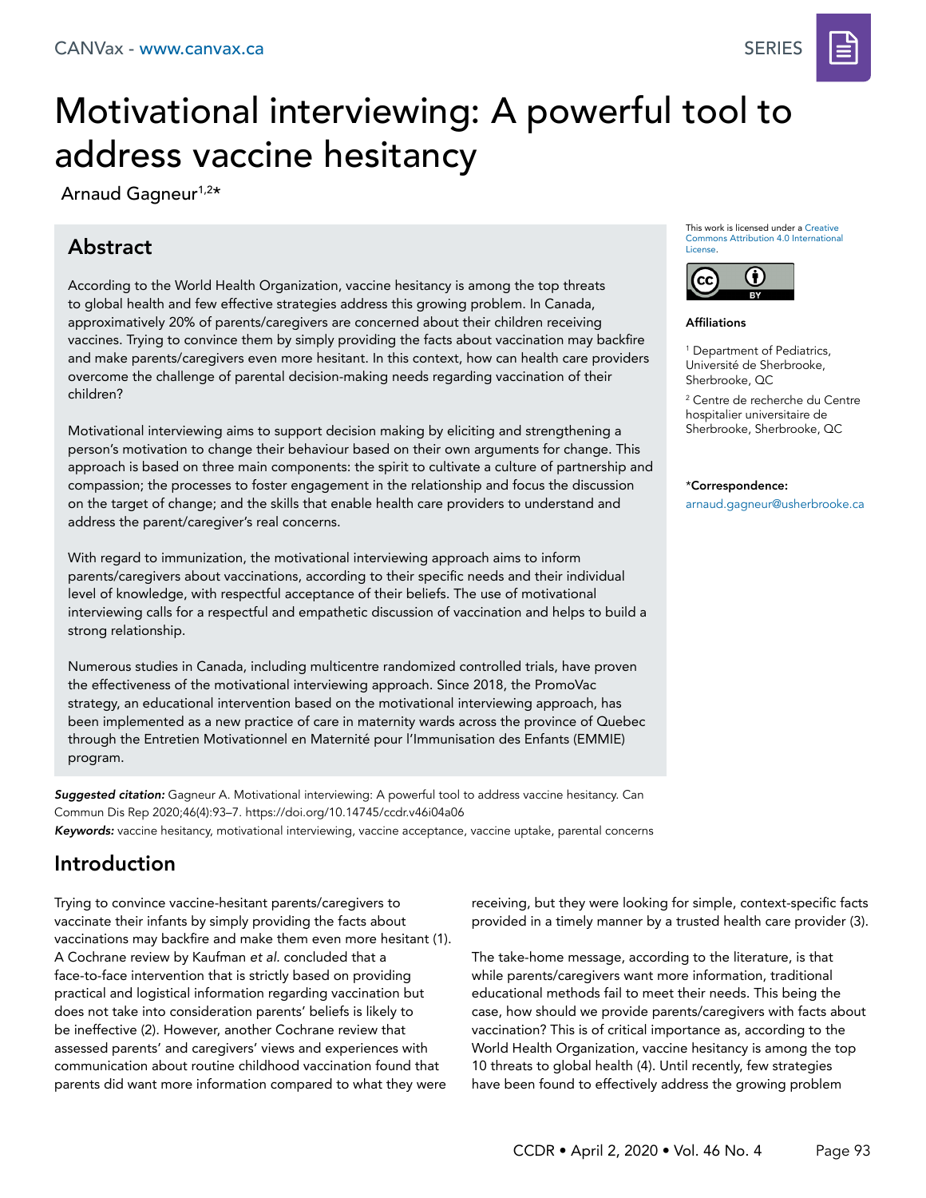# Motivational interviewing: A powerful tool to address vaccine hesitancy

Arnaud Gagneur[1,2]*

## Abstract

According to the World Health Organization, vaccine hesitancy is among the top threats to global health and few effective strategies address this growing problem. In Canada, approximatively 20% of parents/caregivers are concerned about their children receiving vaccines. Trying to convince them by simply providing the facts about vaccination may backfire and make parents/caregivers even more hesitant. In this context, how can health care providers overcome the challenge of parental decision-making needs regarding vaccination of their children?

Motivational interviewing aims to support decision making by eliciting and strengthening a person's motivation to change their behaviour based on their own arguments for change. This approach is based on three main components: the spirit to cultivate a culture of partnership and compassion; the processes to foster engagement in the relationship and focus the discussion on the target of change; and the skills that enable health care providers to understand and address the parent/caregiver's real concerns.

With regard to immunization, the motivational interviewing approach aims to inform parents/caregivers about vaccinations, according to their specific needs and their individual level of knowledge, with respectful acceptance of their beliefs. The use of motivational interviewing calls for a respectful and empathetic discussion of vaccination and helps to build a strong relationship.

Numerous studies in Canada, including multicentre randomized controlled trials, have proven the effectiveness of the motivational interviewing approach. Since 2018, the PromoVac strategy, an educational intervention based on the motivational interviewing approach, has been implemented as a new practice of care in maternity wards across the province of Quebec through the Entretien Motivationnel en Maternité pour l'Immunisation des Enfants (EMMIE) program.

This work is licensed under a Creative Commons Attribution 4.0 International License.

**Affiliations**

[1] Department of Pediatrics, Université de Sherbrooke, Sherbrooke, QC

[2] Centre de recherche du Centre hospitalier universitaire de Sherbrooke, Sherbrooke, QC

***Correspondence:** arnaud.gagneur@usherbrooke.ca

***Suggested citation:*** Gagneur A. Motivational interviewing: A powerful tool to address vaccine hesitancy. Can Commun Dis Rep 2020;46(4):93–7. https://doi.org/10.14745/ccdr.v46i04a06

***Keywords:*** vaccine hesitancy, motivational interviewing, vaccine acceptance, vaccine uptake, parental concerns

## Introduction

Trying to convince vaccine-hesitant parents/caregivers to vaccinate their infants by simply providing the facts about vaccinations may backfire and make them even more hesitant (1). A Cochrane review by Kaufman *et al.* concluded that a face-to-face intervention that is strictly based on providing practical and logistical information regarding vaccination but does not take into consideration parents' beliefs is likely to be ineffective (2). However, another Cochrane review that assessed parents' and caregivers' views and experiences with communication about routine childhood vaccination found that parents did want more information compared to what they were receiving, but they were looking for simple, context-specific facts provided in a timely manner by a trusted health care provider (3).

The take-home message, according to the literature, is that while parents/caregivers want more information, traditional educational methods fail to meet their needs. This being the case, how should we provide parents/caregivers with facts about vaccination? This is of critical importance as, according to the World Health Organization, vaccine hesitancy is among the top 10 threats to global health (4). Until recently, few strategies have been found to effectively address the growing problem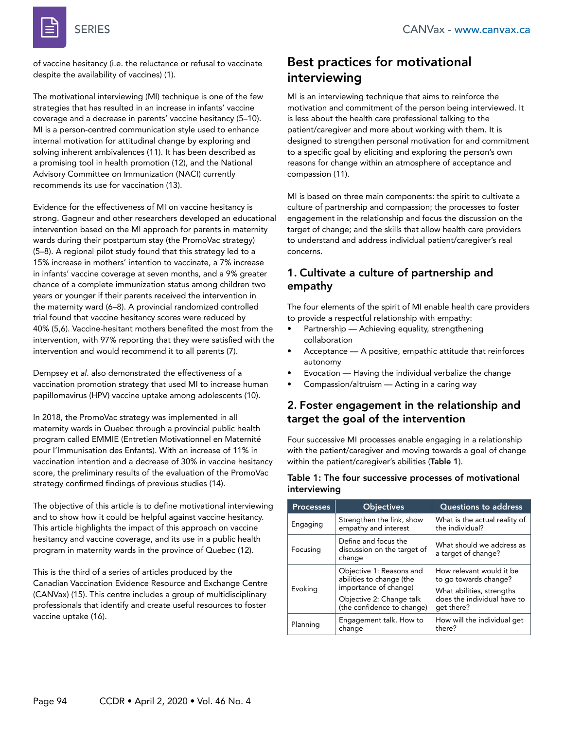of vaccine hesitancy (i.e. the reluctance or refusal to vaccinate despite the availability of vaccines) (1).

The motivational interviewing (MI) technique is one of the few strategies that has resulted in an increase in infants' vaccine coverage and a decrease in parents' vaccine hesitancy (5–10). MI is a person-centred communication style used to enhance internal motivation for attitudinal change by exploring and solving inherent ambivalences (11). It has been described as a promising tool in health promotion (12), and the National Advisory Committee on Immunization (NACI) currently recommends its use for vaccination (13).

Evidence for the effectiveness of MI on vaccine hesitancy is strong. Gagneur and other researchers developed an educational intervention based on the MI approach for parents in maternity wards during their postpartum stay (the PromoVac strategy) (5–8). A regional pilot study found that this strategy led to a 15% increase in mothers' intention to vaccinate, a 7% increase in infants' vaccine coverage at seven months, and a 9% greater chance of a complete immunization status among children two years or younger if their parents received the intervention in the maternity ward (6–8). A provincial randomized controlled trial found that vaccine hesitancy scores were reduced by 40% (5,6). Vaccine-hesitant mothers benefited the most from the intervention, with 97% reporting that they were satisfied with the intervention and would recommend it to all parents (7).

Dempsey *et al*. also demonstrated the effectiveness of a vaccination promotion strategy that used MI to increase human papillomavirus (HPV) vaccine uptake among adolescents (10).

In 2018, the PromoVac strategy was implemented in all maternity wards in Quebec through a provincial public health program called EMMIE (Entretien Motivationnel en Maternité pour l'Immunisation des Enfants). With an increase of 11% in vaccination intention and a decrease of 30% in vaccine hesitancy score, the preliminary results of the evaluation of the PromoVac strategy confirmed findings of previous studies (14).

The objective of this article is to define motivational interviewing and to show how it could be helpful against vaccine hesitancy. This article highlights the impact of this approach on vaccine hesitancy and vaccine coverage, and its use in a public health program in maternity wards in the province of Quebec (12).

This is the third of a series of articles produced by the Canadian Vaccination Evidence Resource and Exchange Centre (CANVax) (15). This centre includes a group of multidisciplinary professionals that identify and create useful resources to foster vaccine uptake (16).

## Best practices for motivational interviewing

MI is an interviewing technique that aims to reinforce the motivation and commitment of the person being interviewed. It is less about the health care professional talking to the patient/caregiver and more about working with them. It is designed to strengthen personal motivation for and commitment to a specific goal by eliciting and exploring the person's own reasons for change within an atmosphere of acceptance and compassion (11).

MI is based on three main components: the spirit to cultivate a culture of partnership and compassion; the processes to foster engagement in the relationship and focus the discussion on the target of change; and the skills that allow health care providers to understand and address individual patient/caregiver's real concerns.

### 1. Cultivate a culture of partnership and empathy

The four elements of the spirit of MI enable health care providers to provide a respectful relationship with empathy:

- Partnership — Achieving equality, strengthening collaboration
- Acceptance — A positive, empathic attitude that reinforces autonomy
- Evocation — Having the individual verbalize the change
- Compassion/altruism — Acting in a caring way

### 2. Foster engagement in the relationship and target the goal of the intervention

Four successive MI processes enable engaging in a relationship with the patient/caregiver and moving towards a goal of change within the patient/caregiver's abilities (**Table 1**).

**Table 1: The four successive processes of motivational interviewing**

| Processes | Objectives | Questions to address |
|---|---|---|
| Engaging | Strengthen the link, show empathy and interest | What is the actual reality of the individual? |
| Focusing | Define and focus the discussion on the target of change | What should we address as a target of change? |
| Evoking | Objective 1: Reasons and abilities to change (the importance of change)<br>Objective 2: Change talk (the confidence to change) | How relevant would it be to go towards change?<br>What abilities, strengths does the individual have to get there? |
| Planning | Engagement talk. How to change | How will the individual get there? |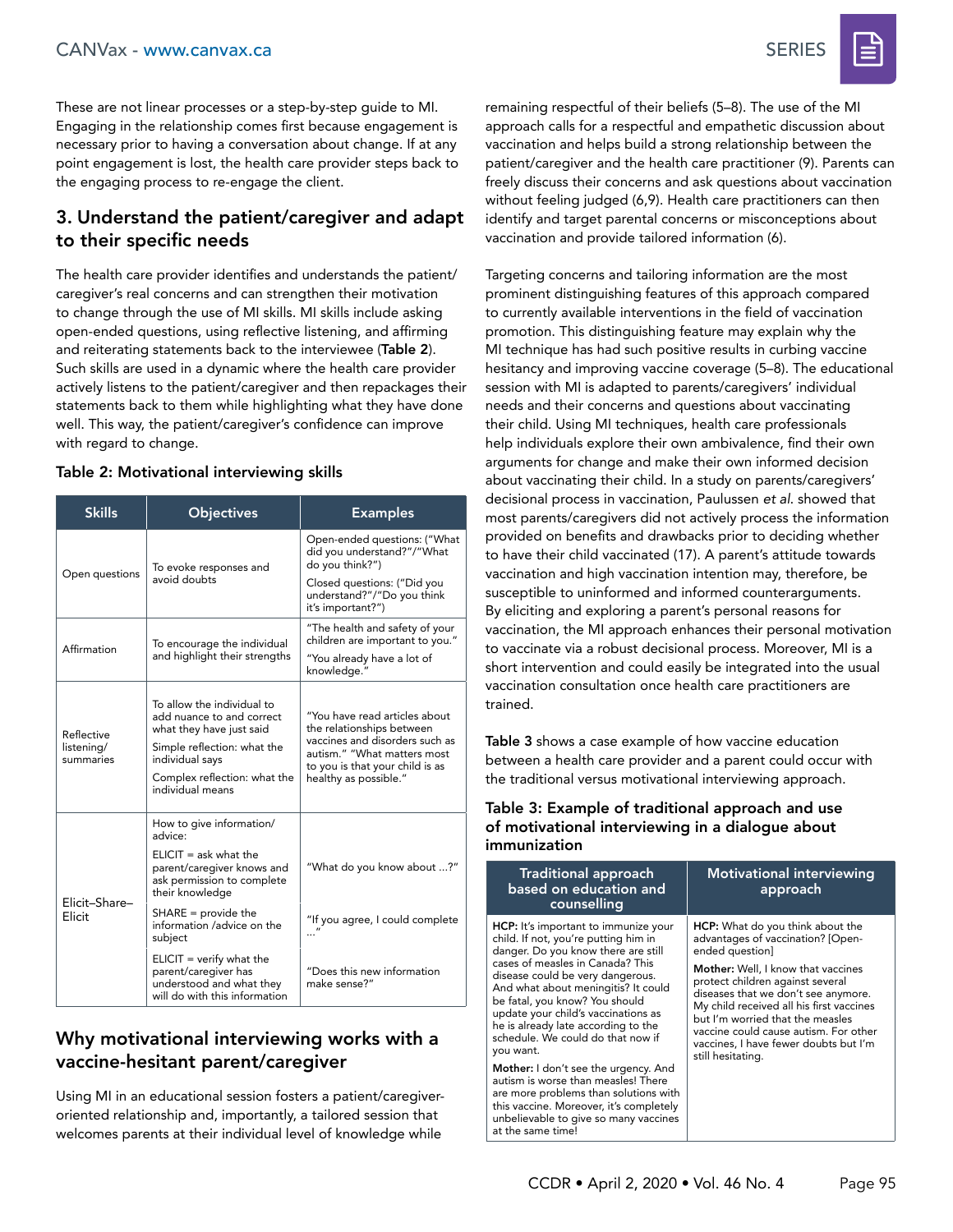These are not linear processes or a step-by-step guide to MI. Engaging in the relationship comes first because engagement is necessary prior to having a conversation about change. If at any point engagement is lost, the health care provider steps back to the engaging process to re-engage the client.

## 3. Understand the patient/caregiver and adapt to their specific needs

The health care provider identifies and understands the patient/caregiver's real concerns and can strengthen their motivation to change through the use of MI skills. MI skills include asking open-ended questions, using reflective listening, and affirming and reiterating statements back to the interviewee (**Table 2**). Such skills are used in a dynamic where the health care provider actively listens to the patient/caregiver and then repackages their statements back to them while highlighting what they have done well. This way, the patient/caregiver's confidence can improve with regard to change.

**Table 2: Motivational interviewing skills**

| Skills | Objectives | Examples |
|---|---|---|
| Open questions | To evoke responses and avoid doubts | Open-ended questions: ("What did you understand?"/"What do you think?")<br>Closed questions: ("Did you understand?"/"Do you think it's important?") |
| Affirmation | To encourage the individual and highlight their strengths | "The health and safety of your children are important to you."<br>"You already have a lot of knowledge." |
| Reflective listening/ summaries | To allow the individual to add nuance to and correct what they have just said<br>Simple reflection: what the individual says<br>Complex reflection: what the individual means | "You have read articles about the relationships between vaccines and disorders such as autism." "What matters most to you is that your child is as healthy as possible." |
| Elicit–Share–Elicit | How to give information/advice: | |
| | ELICIT = ask what the parent/caregiver knows and ask permission to complete their knowledge | "What do you know about ...?" |
| | SHARE = provide the information /advice on the subject | "If you agree, I could complete ..." |
| | ELICIT = verify what the parent/caregiver has understood and what they will do with this information | "Does this new information make sense?" |

## Why motivational interviewing works with a vaccine-hesitant parent/caregiver

Using MI in an educational session fosters a patient/caregiver-oriented relationship and, importantly, a tailored session that welcomes parents at their individual level of knowledge while remaining respectful of their beliefs (5–8). The use of the MI approach calls for a respectful and empathetic discussion about vaccination and helps build a strong relationship between the patient/caregiver and the health care practitioner (9). Parents can freely discuss their concerns and ask questions about vaccination without feeling judged (6,9). Health care practitioners can then identify and target parental concerns or misconceptions about vaccination and provide tailored information (6).

Targeting concerns and tailoring information are the most prominent distinguishing features of this approach compared to currently available interventions in the field of vaccination promotion. This distinguishing feature may explain why the MI technique has had such positive results in curbing vaccine hesitancy and improving vaccine coverage (5–8). The educational session with MI is adapted to parents/caregivers' individual needs and their concerns and questions about vaccinating their child. Using MI techniques, health care professionals help individuals explore their own ambivalence, find their own arguments for change and make their own informed decision about vaccinating their child. In a study on parents/caregivers' decisional process in vaccination, Paulussen *et al.* showed that most parents/caregivers did not actively process the information provided on benefits and drawbacks prior to deciding whether to have their child vaccinated (17). A parent's attitude towards vaccination and high vaccination intention may, therefore, be susceptible to uninformed and informed counterarguments. By eliciting and exploring a parent's personal reasons for vaccination, the MI approach enhances their personal motivation to vaccinate via a robust decisional process. Moreover, MI is a short intervention and could easily be integrated into the usual vaccination consultation once health care practitioners are trained.

**Table 3** shows a case example of how vaccine education between a health care provider and a parent could occur with the traditional versus motivational interviewing approach.

**Table 3: Example of traditional approach and use of motivational interviewing in a dialogue about immunization**

| Traditional approach based on education and counselling | Motivational interviewing approach |
|---|---|
| **HCP:** It's important to immunize your child. If not, you're putting him in danger. Do you know there are still cases of measles in Canada? This disease could be very dangerous. And what about meningitis? It could be fatal, you know? You should update your child's vaccinations as he is already late according to the schedule. We could do that now if you want.<br>**Mother:** I don't see the urgency. And autism is worse than measles! There are more problems than solutions with this vaccine. Moreover, it's completely unbelievable to give so many vaccines at the same time! | **HCP:** What do you think about the advantages of vaccination? [Open-ended question]<br>**Mother:** Well, I know that vaccines protect children against several diseases that we don't see anymore. My child received all his first vaccines but I'm worried that the measles vaccine could cause autism. For other vaccines, I have fewer doubts but I'm still hesitating. |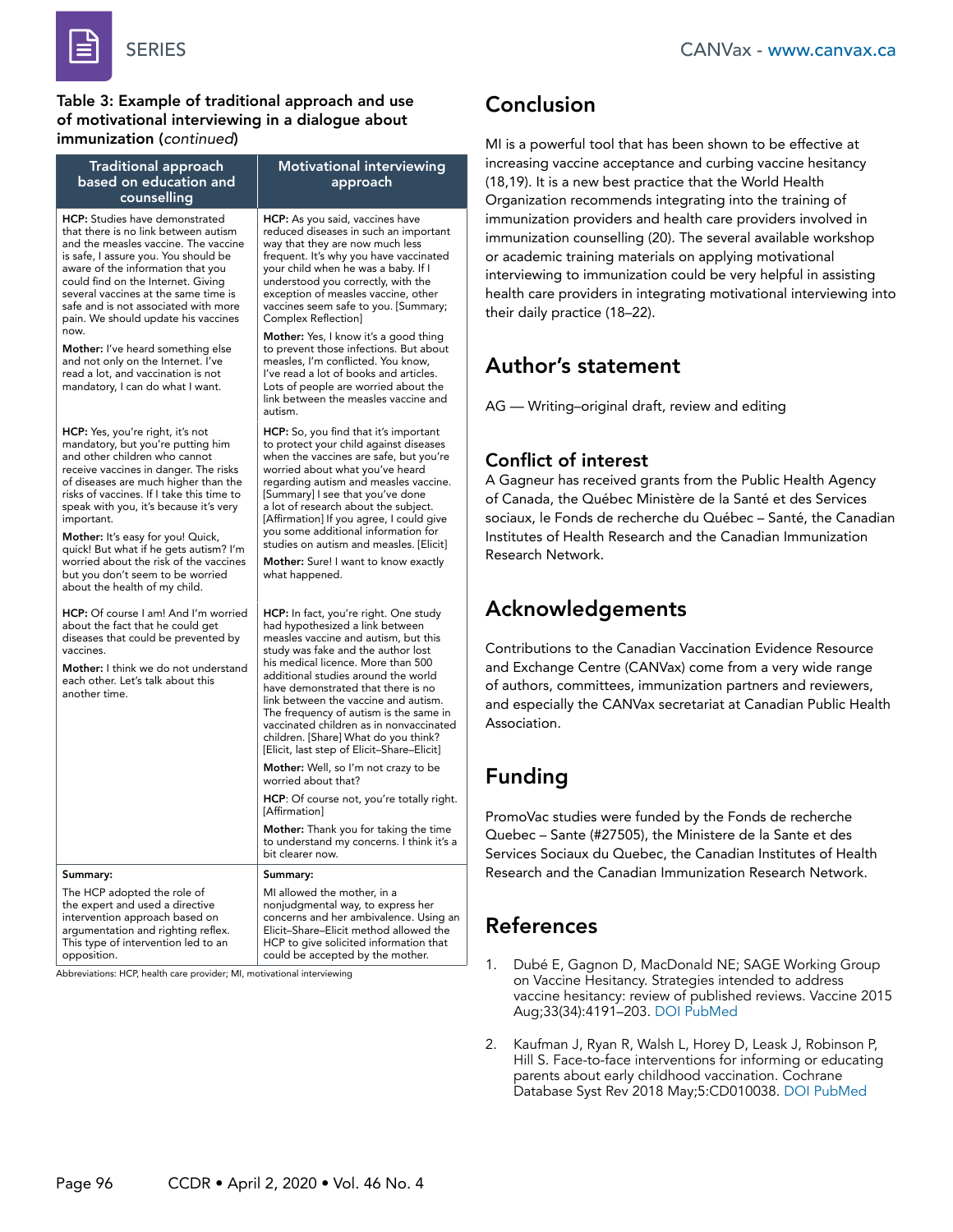**Table 3: Example of traditional approach and use of motivational interviewing in a dialogue about immunization (*continued*)**

| Traditional approach based on education and counselling | Motivational interviewing approach |
|---|---|
| **HCP:** Studies have demonstrated that there is no link between autism and the measles vaccine. The vaccine is safe, I assure you. You should be aware of the information that you could find on the Internet. Giving several vaccines at the same time is safe and is not associated with more pain. We should update his vaccines now. **Mother:** I've heard something else and not only on the Internet. I've read a lot, and vaccination is not mandatory, I can do what I want. | **HCP:** As you said, vaccines have reduced diseases in such an important way that they are now much less frequent. It's why you have vaccinated your child when he was a baby. If I understood you correctly, with the exception of measles vaccine, other vaccines seem safe to you. [Summary; Complex Reflection] **Mother:** Yes, I know it's a good thing to prevent those infections. But about measles, I'm conflicted. You know, I've read a lot of books and articles. Lots of people are worried about the link between the measles vaccine and autism. |
| **HCP:** Yes, you're right, it's not mandatory, but you're putting him and other children who cannot receive vaccines in danger. The risks of diseases are much higher than the risks of vaccines. If I take this time to speak with you, it's because it's very important. **Mother:** It's easy for you! Quick, quick! But what if he gets autism? I'm worried about the risk of the vaccines but you don't seem to be worried about the health of my child. | **HCP:** So, you find that it's important to protect your child against diseases when the vaccines are safe, but you're worried about what you've heard regarding autism and measles vaccine. [Summary] I see that you've done a lot of research about the subject. [Affirmation] If you agree, I could give you some additional information for studies on autism and measles. [Elicit] **Mother:** Sure! I want to know exactly what happened. |
| **HCP:** Of course I am! And I'm worried about the fact that he could get diseases that could be prevented by vaccines. **Mother:** I think we do not understand each other. Let's talk about this another time. | **HCP:** In fact, you're right. One study had hypothesized a link between measles vaccine and autism, but this study was fake and the author lost his medical licence. More than 500 additional studies around the world have demonstrated that there is no link between the vaccine and autism. The frequency of autism is the same in vaccinated children as in nonvaccinated children. [Share] What do you think? [Elicit, last step of Elicit–Share–Elicit] **Mother:** Well, so I'm not crazy to be worried about that? **HCP**: Of course not, you're totally right. [Affirmation] **Mother:** Thank you for taking the time to understand my concerns. I think it's a bit clearer now. |
| **Summary:** The HCP adopted the role of the expert and used a directive intervention approach based on argumentation and righting reflex. This type of intervention led to an opposition. | **Summary:** MI allowed the mother, in a nonjudgmental way, to express her concerns and her ambivalence. Using an Elicit–Share–Elicit method allowed the HCP to give solicited information that could be accepted by the mother. |

Abbreviations: HCP, health care provider; MI, motivational interviewing

## Conclusion

MI is a powerful tool that has been shown to be effective at increasing vaccine acceptance and curbing vaccine hesitancy (18,19). It is a new best practice that the World Health Organization recommends integrating into the training of immunization providers and health care providers involved in immunization counselling (20). The several available workshop or academic training materials on applying motivational interviewing to immunization could be very helpful in assisting health care providers in integrating motivational interviewing into their daily practice (18–22).

## Author's statement

AG — Writing–original draft, review and editing

### Conflict of interest

A Gagneur has received grants from the Public Health Agency of Canada, the Québec Ministère de la Santé et des Services sociaux, le Fonds de recherche du Québec – Santé, the Canadian Institutes of Health Research and the Canadian Immunization Research Network.

## Acknowledgements

Contributions to the Canadian Vaccination Evidence Resource and Exchange Centre (CANVax) come from a very wide range of authors, committees, immunization partners and reviewers, and especially the CANVax secretariat at Canadian Public Health Association.

## Funding

PromoVac studies were funded by the Fonds de recherche Quebec – Sante (#27505), the Ministere de la Sante et des Services Sociaux du Quebec, the Canadian Institutes of Health Research and the Canadian Immunization Research Network.

## References

1. Dubé E, Gagnon D, MacDonald NE; SAGE Working Group on Vaccine Hesitancy. Strategies intended to address vaccine hesitancy: review of published reviews. Vaccine 2015 Aug;33(34):4191–203. DOI PubMed

2. Kaufman J, Ryan R, Walsh L, Horey D, Leask J, Robinson P, Hill S. Face-to-face interventions for informing or educating parents about early childhood vaccination. Cochrane Database Syst Rev 2018 May;5:CD010038. DOI PubMed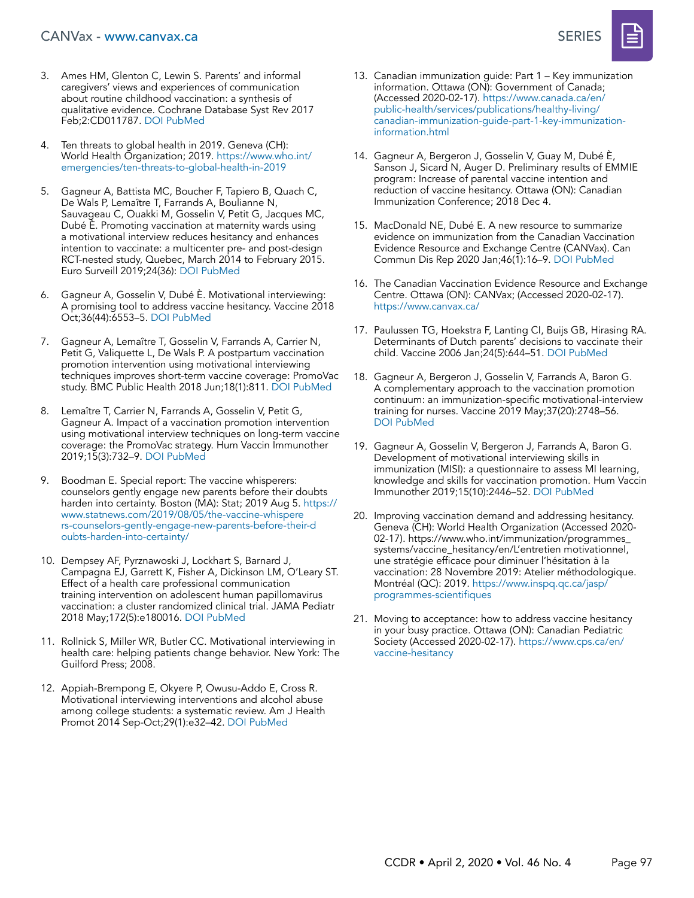3. Ames HM, Glenton C, Lewin S. Parents' and informal caregivers' views and experiences of communication about routine childhood vaccination: a synthesis of qualitative evidence. Cochrane Database Syst Rev 2017 Feb;2:CD011787. DOI PubMed

4. Ten threats to global health in 2019. Geneva (CH): World Health Organization; 2019. https://www.who.int/emergencies/ten-threats-to-global-health-in-2019

5. Gagneur A, Battista MC, Boucher F, Tapiero B, Quach C, De Wals P, Lemaître T, Farrands A, Boulianne N, Sauvageau C, Ouakki M, Gosselin V, Petit G, Jacques MC, Dubé È. Promoting vaccination at maternity wards using a motivational interview reduces hesitancy and enhances intention to vaccinate: a multicenter pre- and post-design RCT-nested study, Quebec, March 2014 to February 2015. Euro Surveill 2019;24(36): DOI PubMed

6. Gagneur A, Gosselin V, Dubé È. Motivational interviewing: A promising tool to address vaccine hesitancy. Vaccine 2018 Oct;36(44):6553–5. DOI PubMed

7. Gagneur A, Lemaître T, Gosselin V, Farrands A, Carrier N, Petit G, Valiquette L, De Wals P. A postpartum vaccination promotion intervention using motivational interviewing techniques improves short-term vaccine coverage: PromoVac study. BMC Public Health 2018 Jun;18(1):811. DOI PubMed

8. Lemaître T, Carrier N, Farrands A, Gosselin V, Petit G, Gagneur A. Impact of a vaccination promotion intervention using motivational interview techniques on long-term vaccine coverage: the PromoVac strategy. Hum Vaccin Immunother 2019;15(3):732–9. DOI PubMed

9. Boodman E. Special report: The vaccine whisperers: counselors gently engage new parents before their doubts harden into certainty. Boston (MA): Stat; 2019 Aug 5. https://www.statnews.com/2019/08/05/the-vaccine-whisperers-counselors-gently-engage-new-parents-before-their-doubts-harden-into-certainty/

10. Dempsey AF, Pyrznawoski J, Lockhart S, Barnard J, Campagna EJ, Garrett K, Fisher A, Dickinson LM, O'Leary ST. Effect of a health care professional communication training intervention on adolescent human papillomavirus vaccination: a cluster randomized clinical trial. JAMA Pediatr 2018 May;172(5):e180016. DOI PubMed

11. Rollnick S, Miller WR, Butler CC. Motivational interviewing in health care: helping patients change behavior. New York: The Guilford Press; 2008.

12. Appiah-Brempong E, Okyere P, Owusu-Addo E, Cross R. Motivational interviewing interventions and alcohol abuse among college students: a systematic review. Am J Health Promot 2014 Sep-Oct;29(1):e32–42. DOI PubMed

13. Canadian immunization guide: Part 1 – Key immunization information. Ottawa (ON): Government of Canada; (Accessed 2020-02-17). https://www.canada.ca/en/public-health/services/publications/healthy-living/canadian-immunization-guide-part-1-key-immunization-information.html

14. Gagneur A, Bergeron J, Gosselin V, Guay M, Dubé È, Sanson J, Sicard N, Auger D. Preliminary results of EMMIE program: Increase of parental vaccine intention and reduction of vaccine hesitancy. Ottawa (ON): Canadian Immunization Conference; 2018 Dec 4.

15. MacDonald NE, Dubé E. A new resource to summarize evidence on immunization from the Canadian Vaccination Evidence Resource and Exchange Centre (CANVax). Can Commun Dis Rep 2020 Jan;46(1):16–9. DOI PubMed

16. The Canadian Vaccination Evidence Resource and Exchange Centre. Ottawa (ON): CANVax; (Accessed 2020-02-17). https://www.canvax.ca/

17. Paulussen TG, Hoekstra F, Lanting CI, Buijs GB, Hirasing RA. Determinants of Dutch parents' decisions to vaccinate their child. Vaccine 2006 Jan;24(5):644–51. DOI PubMed

18. Gagneur A, Bergeron J, Gosselin V, Farrands A, Baron G. A complementary approach to the vaccination promotion continuum: an immunization-specific motivational-interview training for nurses. Vaccine 2019 May;37(20):2748–56. DOI PubMed

19. Gagneur A, Gosselin V, Bergeron J, Farrands A, Baron G. Development of motivational interviewing skills in immunization (MISI): a questionnaire to assess MI learning, knowledge and skills for vaccination promotion. Hum Vaccin Immunother 2019;15(10):2446–52. DOI PubMed

20. Improving vaccination demand and addressing hesitancy. Geneva (CH): World Health Organization (Accessed 2020-02-17). https://www.who.int/immunization/programmes_systems/vaccine_hesitancy/en/L'entretien motivationnel, une stratégie efficace pour diminuer l'hésitation à la vaccination: 28 Novembre 2019: Atelier méthodologique. Montréal (QC): 2019. https://www.inspq.qc.ca/jasp/programmes-scientifiques

21. Moving to acceptance: how to address vaccine hesitancy in your busy practice. Ottawa (ON): Canadian Pediatric Society (Accessed 2020-02-17). https://www.cps.ca/en/vaccine-hesitancy